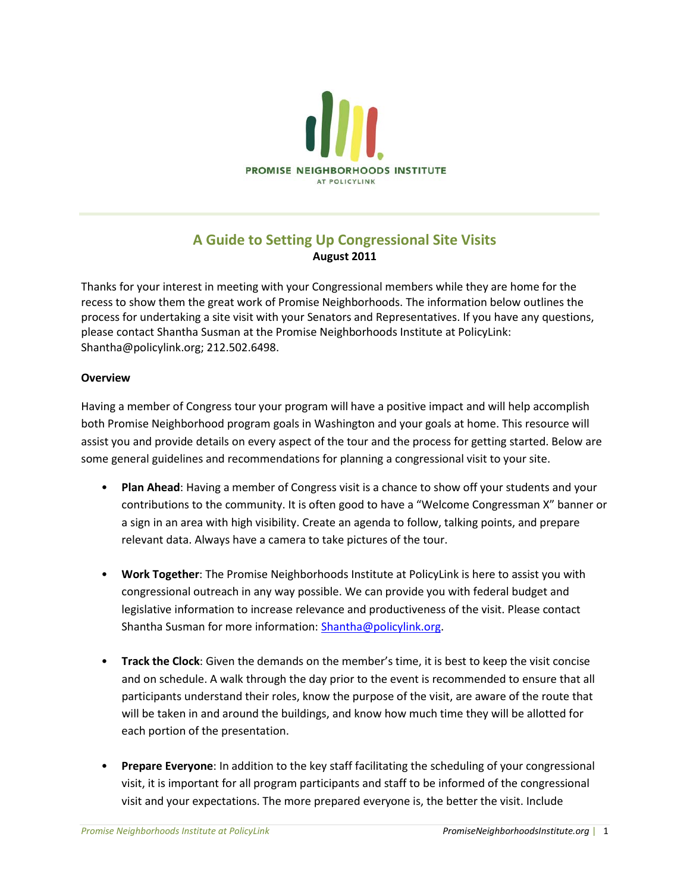PROMISE NEIGHBORHOODS INSTITUTE
AT POLICYLINK

# A Guide to Setting Up Congressional Site Visits

**August 2011**

Thanks for your interest in meeting with your Congressional members while they are home for the recess to show them the great work of Promise Neighborhoods. The information below outlines the process for undertaking a site visit with your Senators and Representatives. If you have any questions, please contact Shantha Susman at the Promise Neighborhoods Institute at PolicyLink: Shantha@policylink.org; 212.502.6498.

**Overview**

Having a member of Congress tour your program will have a positive impact and will help accomplish both Promise Neighborhood program goals in Washington and your goals at home. This resource will assist you and provide details on every aspect of the tour and the process for getting started. Below are some general guidelines and recommendations for planning a congressional visit to your site.

- **Plan Ahead**: Having a member of Congress visit is a chance to show off your students and your contributions to the community. It is often good to have a "Welcome Congressman X" banner or a sign in an area with high visibility. Create an agenda to follow, talking points, and prepare relevant data. Always have a camera to take pictures of the tour.

- **Work Together**: The Promise Neighborhoods Institute at PolicyLink is here to assist you with congressional outreach in any way possible. We can provide you with federal budget and legislative information to increase relevance and productiveness of the visit. Please contact Shantha Susman for more information: Shantha@policylink.org.

- **Track the Clock**: Given the demands on the member's time, it is best to keep the visit concise and on schedule. A walk through the day prior to the event is recommended to ensure that all participants understand their roles, know the purpose of the visit, are aware of the route that will be taken in and around the buildings, and know how much time they will be allotted for each portion of the presentation.

- **Prepare Everyone**: In addition to the key staff facilitating the scheduling of your congressional visit, it is important for all program participants and staff to be informed of the congressional visit and your expectations. The more prepared everyone is, the better the visit. Include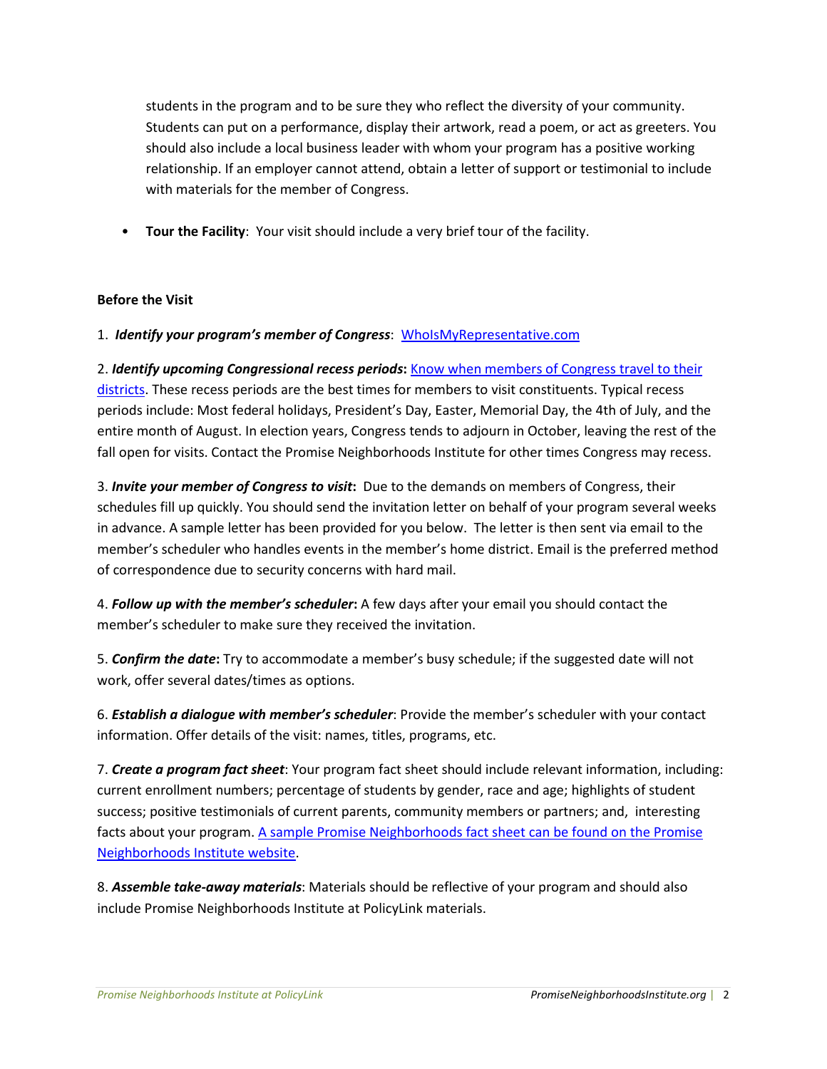students in the program and to be sure they who reflect the diversity of your community. Students can put on a performance, display their artwork, read a poem, or act as greeters. You should also include a local business leader with whom your program has a positive working relationship. If an employer cannot attend, obtain a letter of support or testimonial to include with materials for the member of Congress.

- **Tour the Facility**: Your visit should include a very brief tour of the facility.

**Before the Visit**

1. ***Identify your program's member of Congress***: [WhoIsMyRepresentative.com]

2. ***Identify upcoming Congressional recess periods*****:** [Know when members of Congress travel to their districts]. These recess periods are the best times for members to visit constituents. Typical recess periods include: Most federal holidays, President's Day, Easter, Memorial Day, the 4th of July, and the entire month of August. In election years, Congress tends to adjourn in October, leaving the rest of the fall open for visits. Contact the Promise Neighborhoods Institute for other times Congress may recess.

3. ***Invite your member of Congress to visit*****:** Due to the demands on members of Congress, their schedules fill up quickly. You should send the invitation letter on behalf of your program several weeks in advance. A sample letter has been provided for you below. The letter is then sent via email to the member's scheduler who handles events in the member's home district. Email is the preferred method of correspondence due to security concerns with hard mail.

4. ***Follow up with the member's scheduler*****:** A few days after your email you should contact the member's scheduler to make sure they received the invitation.

5. ***Confirm the date*****:** Try to accommodate a member's busy schedule; if the suggested date will not work, offer several dates/times as options.

6. ***Establish a dialogue with member's scheduler***: Provide the member's scheduler with your contact information. Offer details of the visit: names, titles, programs, etc.

7. ***Create a program fact sheet***: Your program fact sheet should include relevant information, including: current enrollment numbers; percentage of students by gender, race and age; highlights of student success; positive testimonials of current parents, community members or partners; and, interesting facts about your program. [A sample Promise Neighborhoods fact sheet can be found on the Promise Neighborhoods Institute website].

8. ***Assemble take-away materials***: Materials should be reflective of your program and should also include Promise Neighborhoods Institute at PolicyLink materials.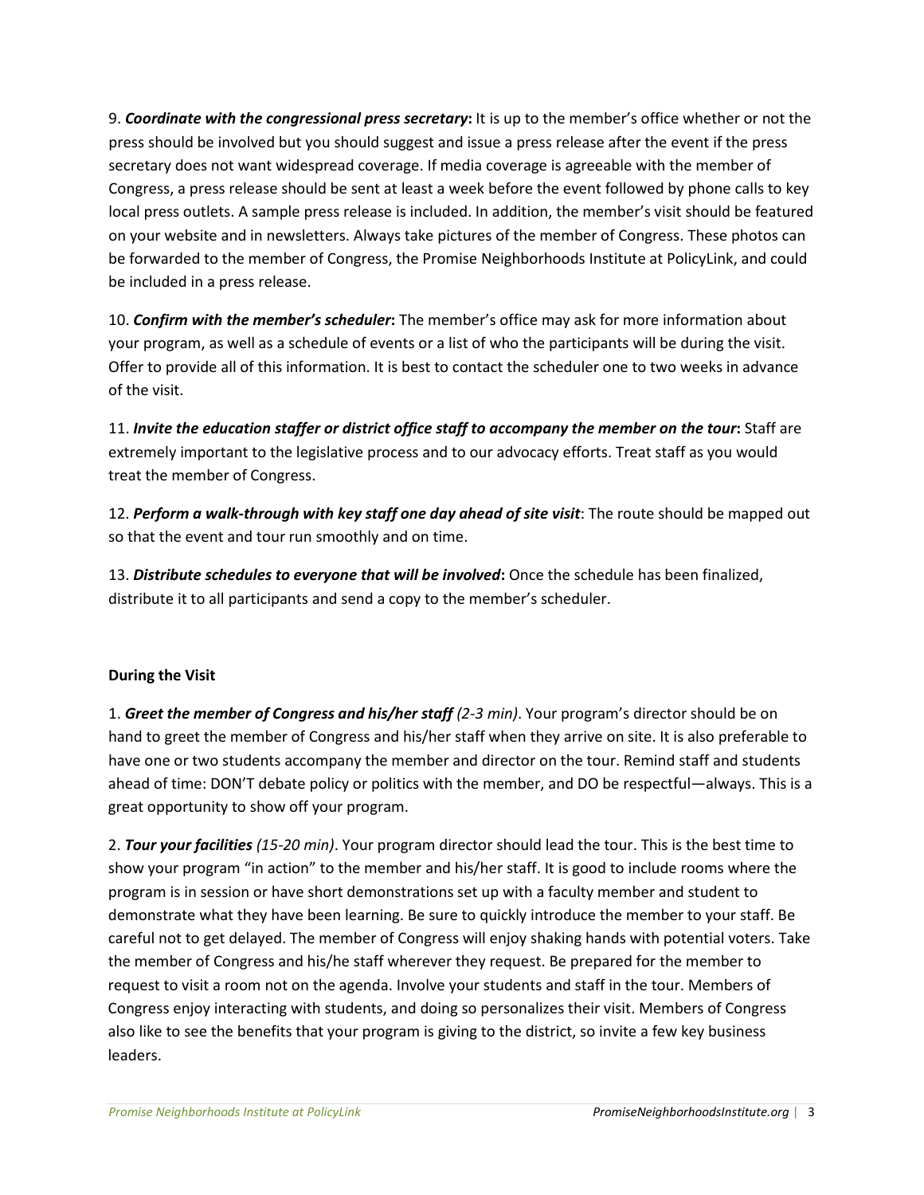9. ***Coordinate with the congressional press secretary*:** It is up to the member's office whether or not the press should be involved but you should suggest and issue a press release after the event if the press secretary does not want widespread coverage. If media coverage is agreeable with the member of Congress, a press release should be sent at least a week before the event followed by phone calls to key local press outlets. A sample press release is included. In addition, the member's visit should be featured on your website and in newsletters. Always take pictures of the member of Congress. These photos can be forwarded to the member of Congress, the Promise Neighborhoods Institute at PolicyLink, and could be included in a press release.

10. ***Confirm with the member's scheduler*:** The member's office may ask for more information about your program, as well as a schedule of events or a list of who the participants will be during the visit. Offer to provide all of this information. It is best to contact the scheduler one to two weeks in advance of the visit.

11. ***Invite the education staffer or district office staff to accompany the member on the tour*:** Staff are extremely important to the legislative process and to our advocacy efforts. Treat staff as you would treat the member of Congress.

12. ***Perform a walk-through with key staff one day ahead of site visit***: The route should be mapped out so that the event and tour run smoothly and on time.

13. ***Distribute schedules to everyone that will be involved*:** Once the schedule has been finalized, distribute it to all participants and send a copy to the member's scheduler.

**During the Visit**

1. ***Greet the member of Congress and his/her staff*** *(2-3 min)*. Your program's director should be on hand to greet the member of Congress and his/her staff when they arrive on site. It is also preferable to have one or two students accompany the member and director on the tour. Remind staff and students ahead of time: DON'T debate policy or politics with the member, and DO be respectful—always. This is a great opportunity to show off your program.

2. ***Tour your facilities*** *(15-20 min)*. Your program director should lead the tour. This is the best time to show your program "in action" to the member and his/her staff. It is good to include rooms where the program is in session or have short demonstrations set up with a faculty member and student to demonstrate what they have been learning. Be sure to quickly introduce the member to your staff. Be careful not to get delayed. The member of Congress will enjoy shaking hands with potential voters. Take the member of Congress and his/he staff wherever they request. Be prepared for the member to request to visit a room not on the agenda. Involve your students and staff in the tour. Members of Congress enjoy interacting with students, and doing so personalizes their visit. Members of Congress also like to see the benefits that your program is giving to the district, so invite a few key business leaders.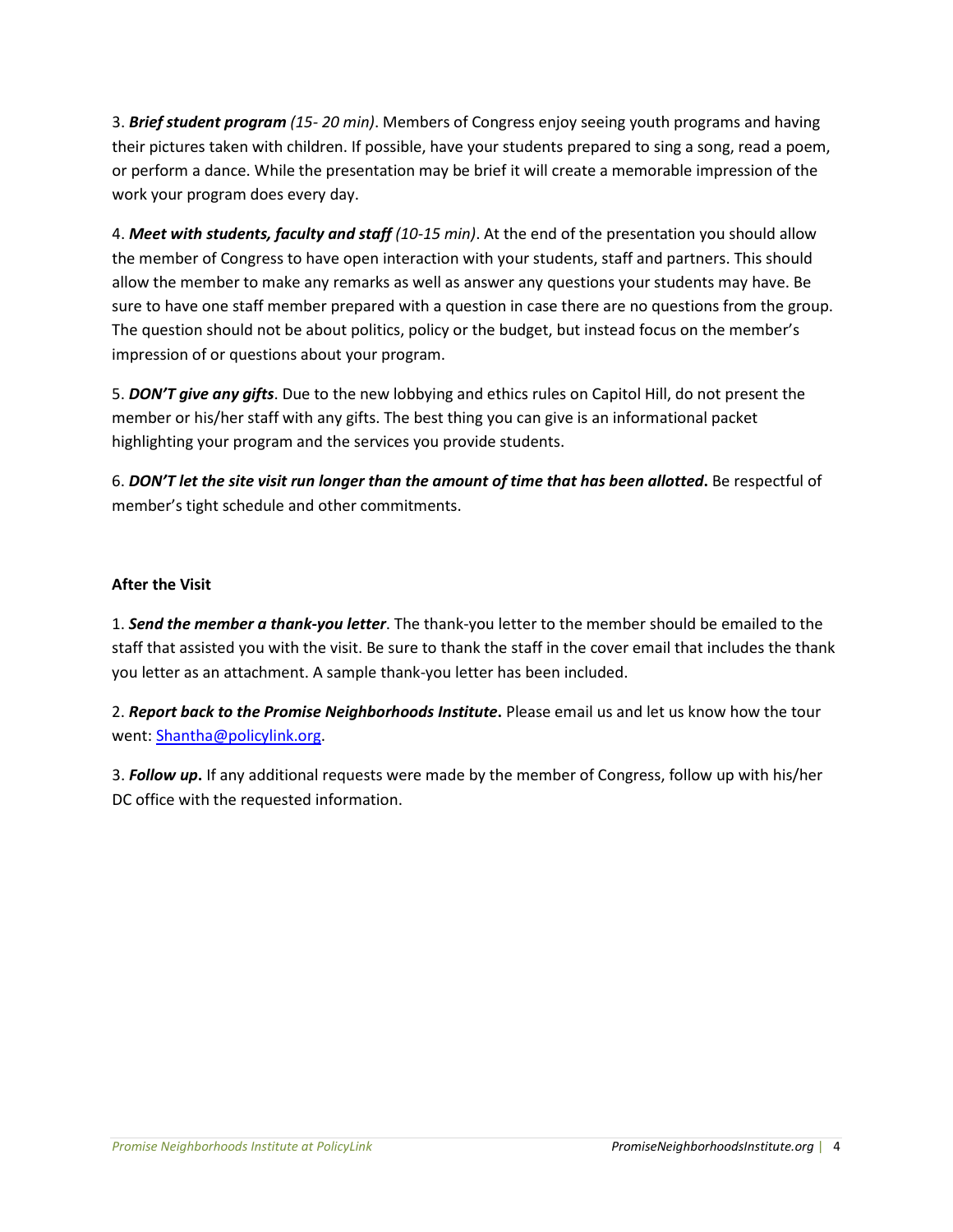3. ***Brief student program*** *(15- 20 min)*. Members of Congress enjoy seeing youth programs and having their pictures taken with children. If possible, have your students prepared to sing a song, read a poem, or perform a dance. While the presentation may be brief it will create a memorable impression of the work your program does every day.

4. ***Meet with students, faculty and staff*** *(10-15 min)*. At the end of the presentation you should allow the member of Congress to have open interaction with your students, staff and partners. This should allow the member to make any remarks as well as answer any questions your students may have. Be sure to have one staff member prepared with a question in case there are no questions from the group. The question should not be about politics, policy or the budget, but instead focus on the member's impression of or questions about your program.

5. ***DON'T give any gifts***. Due to the new lobbying and ethics rules on Capitol Hill, do not present the member or his/her staff with any gifts. The best thing you can give is an informational packet highlighting your program and the services you provide students.

6. ***DON'T let the site visit run longer than the amount of time that has been allotted*****.** Be respectful of member's tight schedule and other commitments.

**After the Visit**

1. ***Send the member a thank-you letter***. The thank-you letter to the member should be emailed to the staff that assisted you with the visit. Be sure to thank the staff in the cover email that includes the thank you letter as an attachment. A sample thank-you letter has been included.

2. ***Report back to the Promise Neighborhoods Institute*****.** Please email us and let us know how the tour went: Shantha@policylink.org.

3. ***Follow up*****.** If any additional requests were made by the member of Congress, follow up with his/her DC office with the requested information.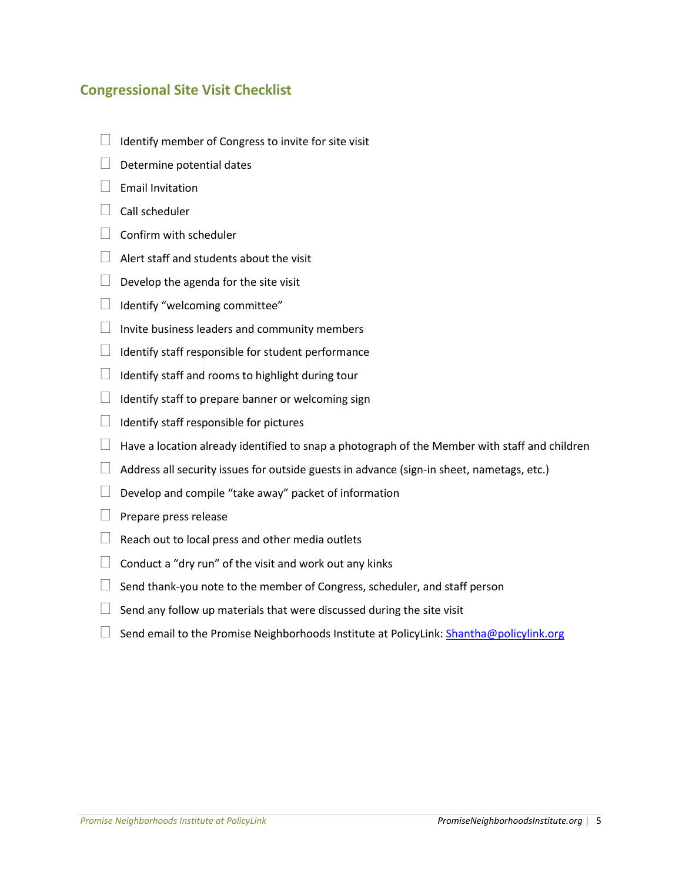## Congressional Site Visit Checklist

- [ ] Identify member of Congress to invite for site visit
- [ ] Determine potential dates
- [ ] Email Invitation
- [ ] Call scheduler
- [ ] Confirm with scheduler
- [ ] Alert staff and students about the visit
- [ ] Develop the agenda for the site visit
- [ ] Identify "welcoming committee"
- [ ] Invite business leaders and community members
- [ ] Identify staff responsible for student performance
- [ ] Identify staff and rooms to highlight during tour
- [ ] Identify staff to prepare banner or welcoming sign
- [ ] Identify staff responsible for pictures
- [ ] Have a location already identified to snap a photograph of the Member with staff and children
- [ ] Address all security issues for outside guests in advance (sign-in sheet, nametags, etc.)
- [ ] Develop and compile "take away" packet of information
- [ ] Prepare press release
- [ ] Reach out to local press and other media outlets
- [ ] Conduct a "dry run" of the visit and work out any kinks
- [ ] Send thank-you note to the member of Congress, scheduler, and staff person
- [ ] Send any follow up materials that were discussed during the site visit
- [ ] Send email to the Promise Neighborhoods Institute at PolicyLink: [Shantha@policylink.org](mailto:Shantha@policylink.org)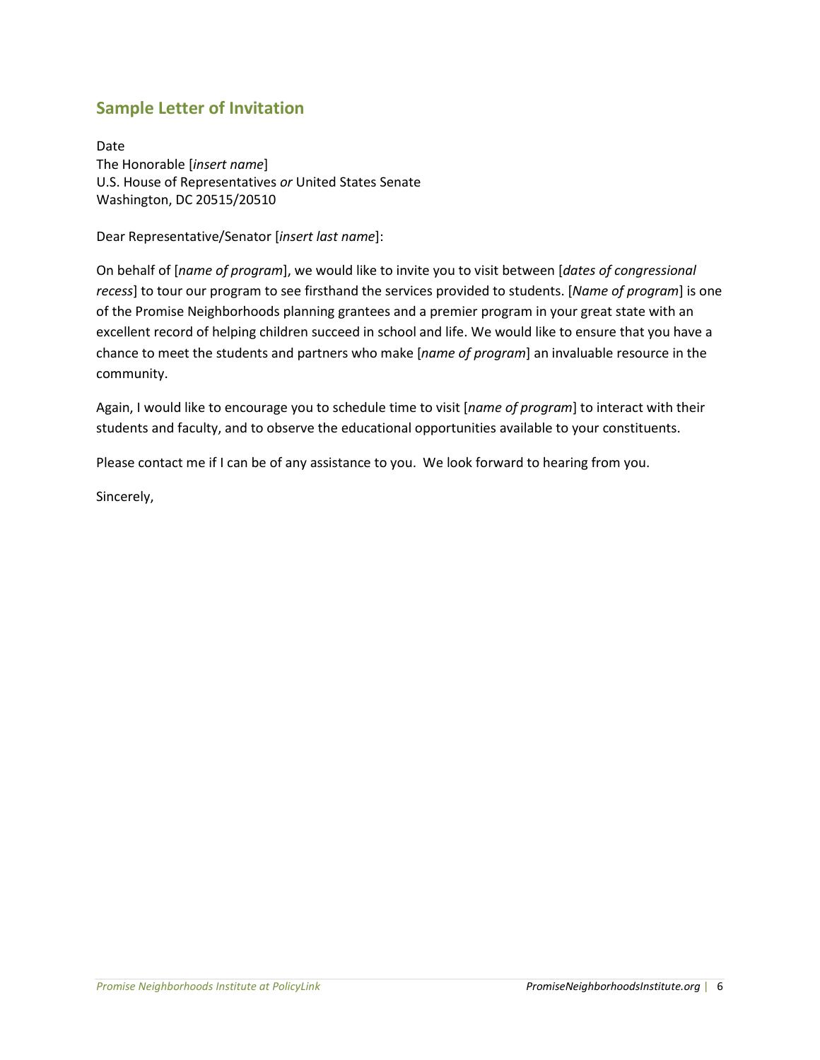## Sample Letter of Invitation

Date
The Honorable [*insert name*]
U.S. House of Representatives *or* United States Senate
Washington, DC 20515/20510

Dear Representative/Senator [*insert last name*]:

On behalf of [*name of program*], we would like to invite you to visit between [*dates of congressional recess*] to tour our program to see firsthand the services provided to students. [*Name of program*] is one of the Promise Neighborhoods planning grantees and a premier program in your great state with an excellent record of helping children succeed in school and life. We would like to ensure that you have a chance to meet the students and partners who make [*name of program*] an invaluable resource in the community.

Again, I would like to encourage you to schedule time to visit [*name of program*] to interact with their students and faculty, and to observe the educational opportunities available to your constituents.

Please contact me if I can be of any assistance to you. We look forward to hearing from you.

Sincerely,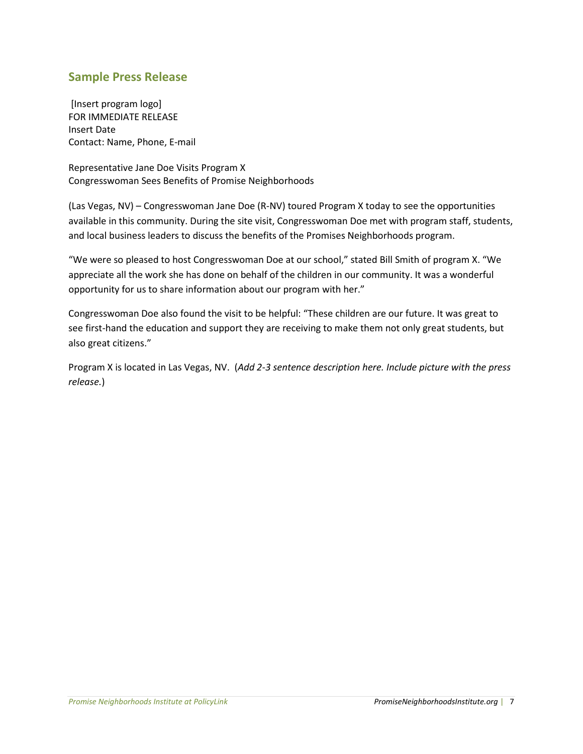## Sample Press Release

[Insert program logo]
FOR IMMEDIATE RELEASE
Insert Date
Contact: Name, Phone, E-mail

Representative Jane Doe Visits Program X
Congresswoman Sees Benefits of Promise Neighborhoods

(Las Vegas, NV) – Congresswoman Jane Doe (R-NV) toured Program X today to see the opportunities available in this community. During the site visit, Congresswoman Doe met with program staff, students, and local business leaders to discuss the benefits of the Promises Neighborhoods program.

"We were so pleased to host Congresswoman Doe at our school," stated Bill Smith of program X. "We appreciate all the work she has done on behalf of the children in our community. It was a wonderful opportunity for us to share information about our program with her."

Congresswoman Doe also found the visit to be helpful: "These children are our future. It was great to see first-hand the education and support they are receiving to make them not only great students, but also great citizens."

Program X is located in Las Vegas, NV. (*Add 2-3 sentence description here. Include picture with the press release.*)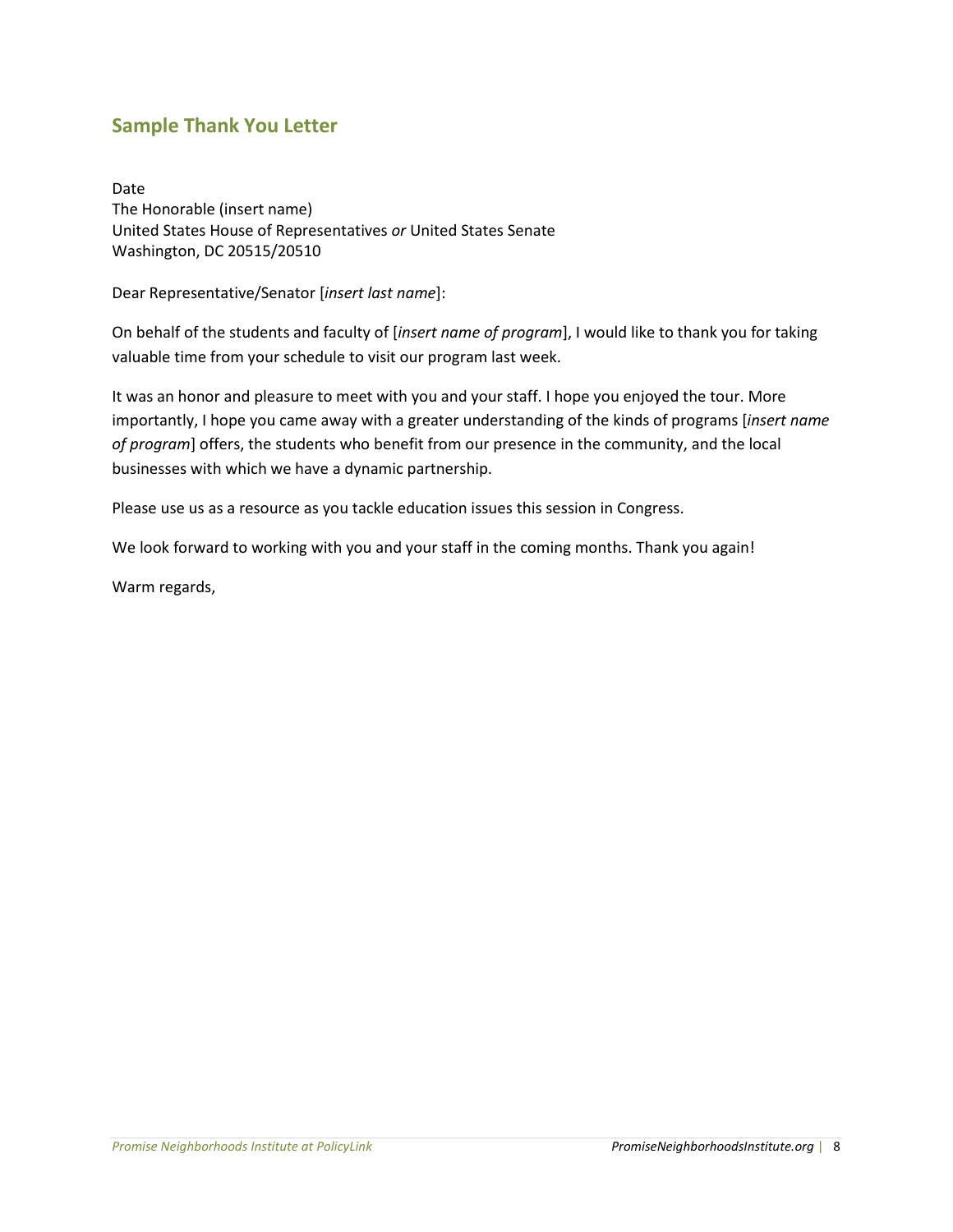## Sample Thank You Letter

Date
The Honorable (insert name)
United States House of Representatives *or* United States Senate
Washington, DC 20515/20510

Dear Representative/Senator [*insert last name*]:

On behalf of the students and faculty of [*insert name of program*], I would like to thank you for taking valuable time from your schedule to visit our program last week.

It was an honor and pleasure to meet with you and your staff. I hope you enjoyed the tour. More importantly, I hope you came away with a greater understanding of the kinds of programs [*insert name of program*] offers, the students who benefit from our presence in the community, and the local businesses with which we have a dynamic partnership.

Please use us as a resource as you tackle education issues this session in Congress.

We look forward to working with you and your staff in the coming months. Thank you again!

Warm regards,